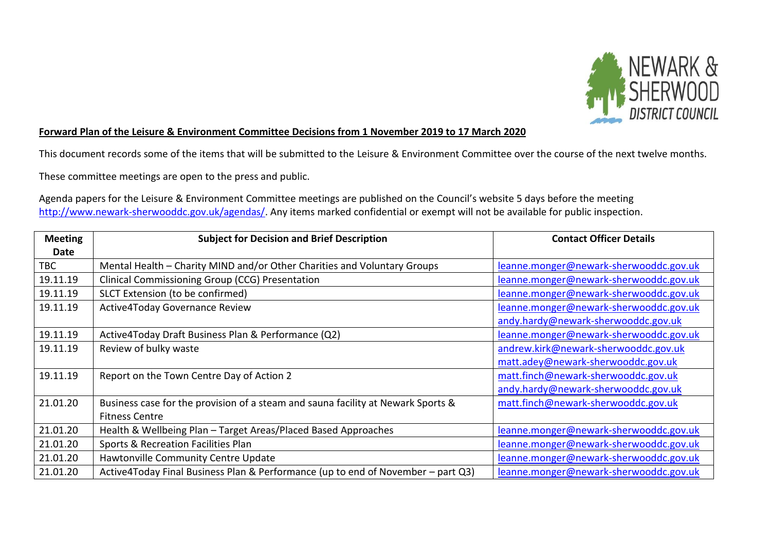**Forward Plan of the Leisure & Environment Committee Decisions from 1 November 2019 to 17 March 2020**

This document records some of the items that will be submitted to the Leisure & Environment Committee over the course of the next twelve months.

These committee meetings are open to the press and public.

Agenda papers for the Leisure & Environment Committee meetings are published on the Council's website 5 days before the meeting http://www.newark-sherwooddc.gov.uk/agendas/. Any items marked confidential or exempt will not be available for public inspection.

| Meeting Date | Subject for Decision and Brief Description | Contact Officer Details |
|---|---|---|
| TBC | Mental Health – Charity MIND and/or Other Charities and Voluntary Groups | leanne.monger@newark-sherwooddc.gov.uk |
| 19.11.19 | Clinical Commissioning Group (CCG) Presentation | leanne.monger@newark-sherwooddc.gov.uk |
| 19.11.19 | SLCT Extension (to be confirmed) | leanne.monger@newark-sherwooddc.gov.uk |
| 19.11.19 | Active4Today Governance Review | leanne.monger@newark-sherwooddc.gov.uk andy.hardy@newark-sherwooddc.gov.uk |
| 19.11.19 | Active4Today Draft Business Plan & Performance (Q2) | leanne.monger@newark-sherwooddc.gov.uk |
| 19.11.19 | Review of bulky waste | andrew.kirk@newark-sherwooddc.gov.uk matt.adey@newark-sherwooddc.gov.uk |
| 19.11.19 | Report on the Town Centre Day of Action 2 | matt.finch@newark-sherwooddc.gov.uk andy.hardy@newark-sherwooddc.gov.uk |
| 21.01.20 | Business case for the provision of a steam and sauna facility at Newark Sports & Fitness Centre | matt.finch@newark-sherwooddc.gov.uk |
| 21.01.20 | Health & Wellbeing Plan – Target Areas/Placed Based Approaches | leanne.monger@newark-sherwooddc.gov.uk |
| 21.01.20 | Sports & Recreation Facilities Plan | leanne.monger@newark-sherwooddc.gov.uk |
| 21.01.20 | Hawtonville Community Centre Update | leanne.monger@newark-sherwooddc.gov.uk |
| 21.01.20 | Active4Today Final Business Plan & Performance (up to end of November – part Q3) | leanne.monger@newark-sherwooddc.gov.uk |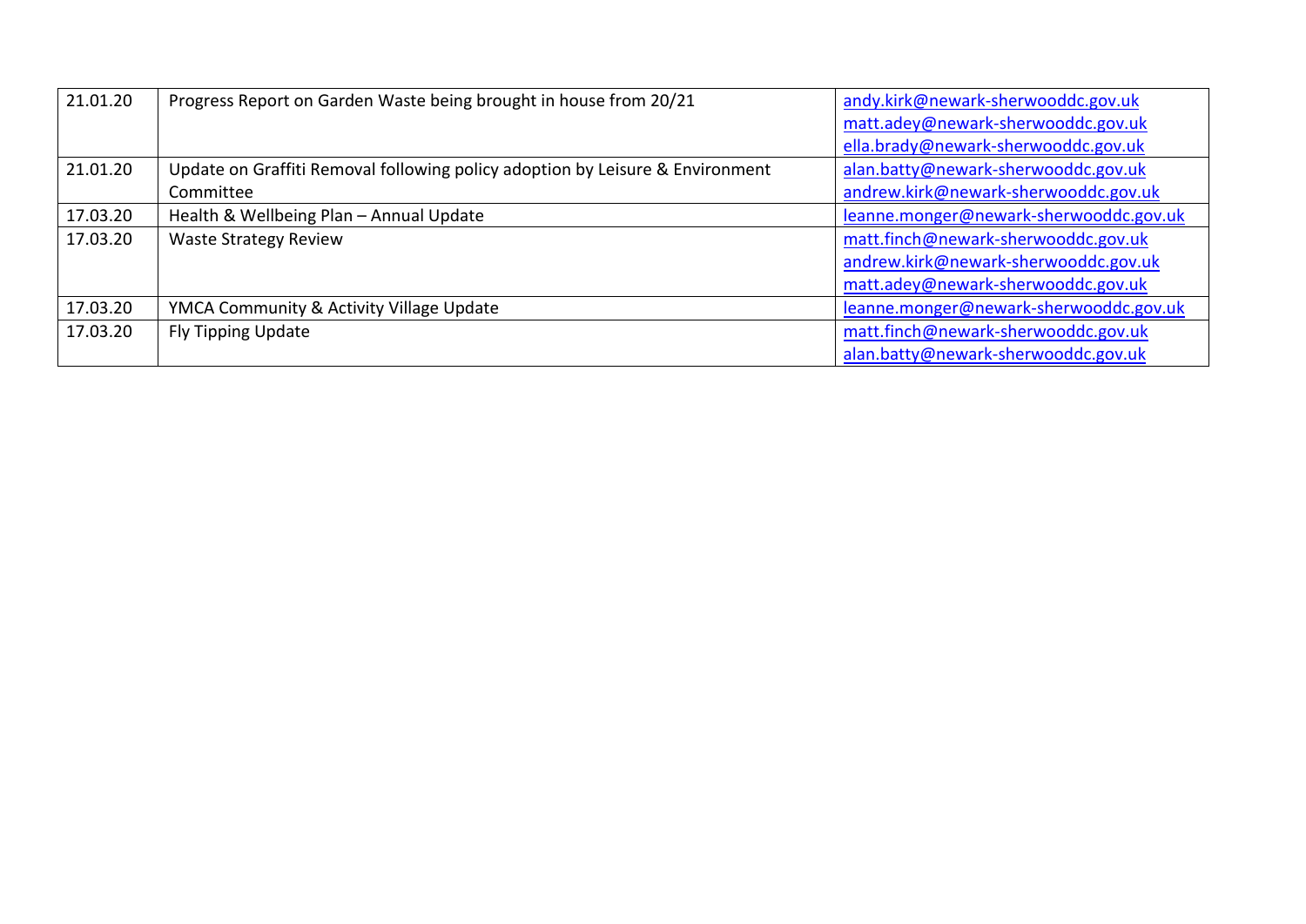| | | |
|---|---|---|
| 21.01.20 | Progress Report on Garden Waste being brought in house from 20/21 | andy.kirk@newark-sherwooddc.gov.uk<br>matt.adey@newark-sherwooddc.gov.uk<br>ella.brady@newark-sherwooddc.gov.uk |
| 21.01.20 | Update on Graffiti Removal following policy adoption by Leisure & Environment Committee | alan.batty@newark-sherwooddc.gov.uk<br>andrew.kirk@newark-sherwooddc.gov.uk |
| 17.03.20 | Health & Wellbeing Plan – Annual Update | leanne.monger@newark-sherwooddc.gov.uk |
| 17.03.20 | Waste Strategy Review | matt.finch@newark-sherwooddc.gov.uk<br>andrew.kirk@newark-sherwooddc.gov.uk<br>matt.adey@newark-sherwooddc.gov.uk |
| 17.03.20 | YMCA Community & Activity Village Update | leanne.monger@newark-sherwooddc.gov.uk |
| 17.03.20 | Fly Tipping Update | matt.finch@newark-sherwooddc.gov.uk<br>alan.batty@newark-sherwooddc.gov.uk |